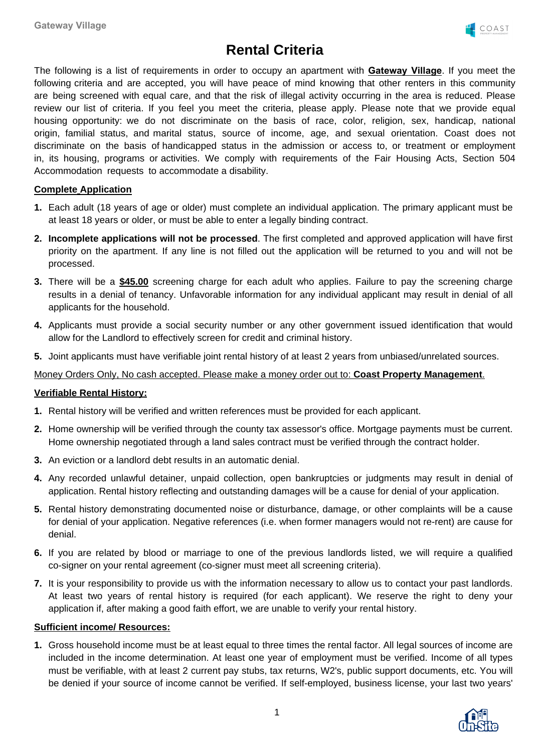# Rental Criteria

The following is a list of requirements in order to occupy an apartment with **Gateway Village**. If you meet the following criteria and are accepted, you will have peace of mind knowing that other renters in this community are being screened with equal care, and that the risk of illegal activity occurring in the area is reduced. Please review our list of criteria. If you feel you meet the criteria, please apply. Please note that we provide equal housing opportunity: we do not discriminate on the basis of race, color, religion, sex, handicap, national origin, familial status, and marital status, source of income, age, and sexual orientation. Coast does not discriminate on the basis of handicapped status in the admission or access to, or treatment or employment in, its housing, programs or activities. We comply with requirements of the Fair Housing Acts, Section 504 Accommodation requests to accommodate a disability.

## Complete Application

1. Each adult (18 years of age or older) must complete an individual application. The primary applicant must be at least 18 years or older, or must be able to enter a legally binding contract.
2. **Incomplete applications will not be processed**. The first completed and approved application will have first priority on the apartment. If any line is not filled out the application will be returned to you and will not be processed.
3. There will be a **$45.00** screening charge for each adult who applies. Failure to pay the screening charge results in a denial of tenancy. Unfavorable information for any individual applicant may result in denial of all applicants for the household.
4. Applicants must provide a social security number or any other government issued identification that would allow for the Landlord to effectively screen for credit and criminal history.
5. Joint applicants must have verifiable joint rental history of at least 2 years from unbiased/unrelated sources.

Money Orders Only, No cash accepted. Please make a money order out to: **Coast Property Management**.

## Verifiable Rental History:

1. Rental history will be verified and written references must be provided for each applicant.
2. Home ownership will be verified through the county tax assessor's office. Mortgage payments must be current. Home ownership negotiated through a land sales contract must be verified through the contract holder.
3. An eviction or a landlord debt results in an automatic denial.
4. Any recorded unlawful detainer, unpaid collection, open bankruptcies or judgments may result in denial of application. Rental history reflecting and outstanding damages will be a cause for denial of your application.
5. Rental history demonstrating documented noise or disturbance, damage, or other complaints will be a cause for denial of your application. Negative references (i.e. when former managers would not re-rent) are cause for denial.
6. If you are related by blood or marriage to one of the previous landlords listed, we will require a qualified co-signer on your rental agreement (co-signer must meet all screening criteria).
7. It is your responsibility to provide us with the information necessary to allow us to contact your past landlords. At least two years of rental history is required (for each applicant). We reserve the right to deny your application if, after making a good faith effort, we are unable to verify your rental history.

## Sufficient income/ Resources:

1. Gross household income must be at least equal to three times the rental factor. All legal sources of income are included in the income determination. At least one year of employment must be verified. Income of all types must be verifiable, with at least 2 current pay stubs, tax returns, W2's, public support documents, etc. You will be denied if your source of income cannot be verified. If self-employed, business license, your last two years'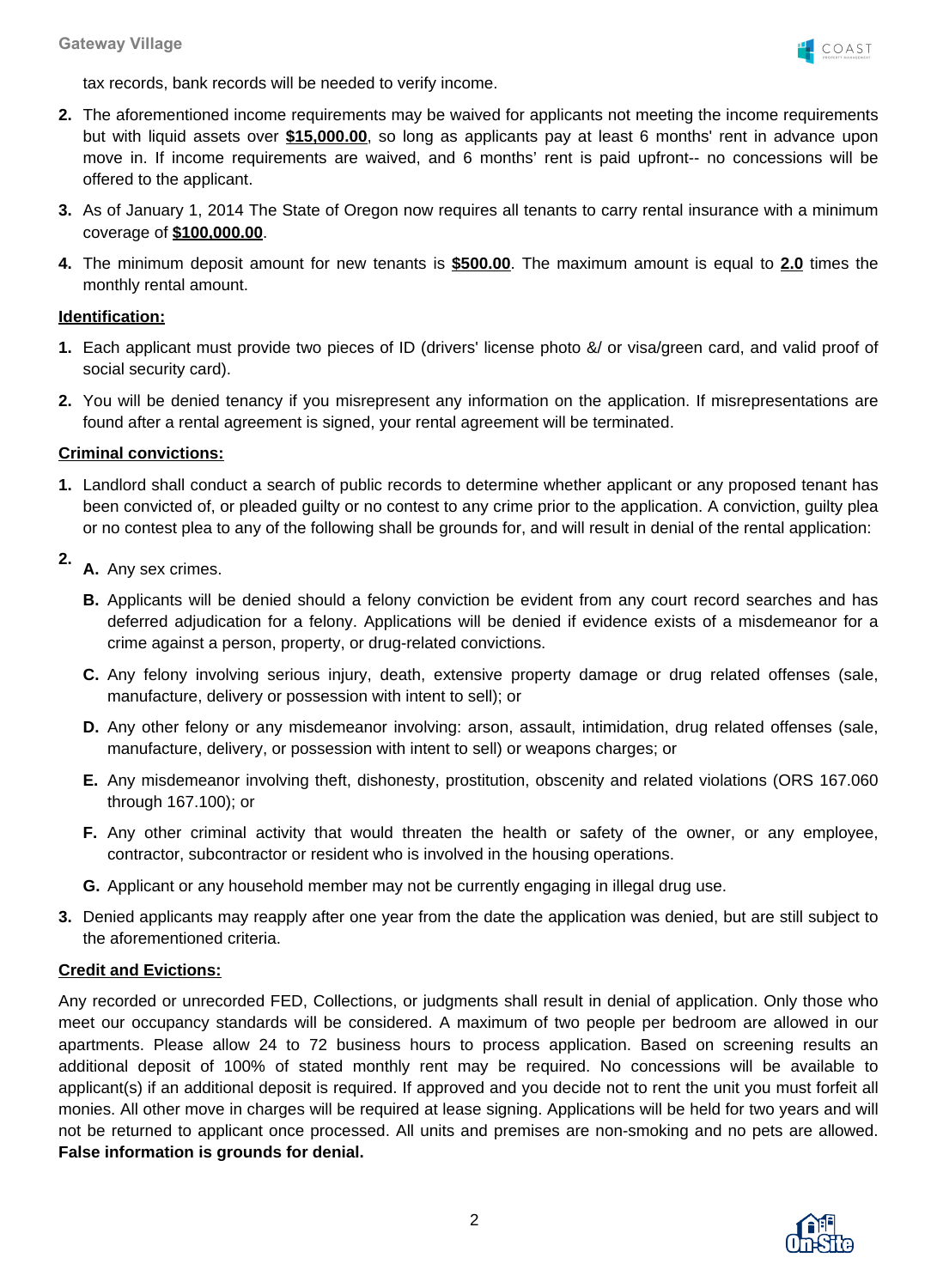tax records, bank records will be needed to verify income.

2. The aforementioned income requirements may be waived for applicants not meeting the income requirements but with liquid assets over **$15,000.00**, so long as applicants pay at least 6 months' rent in advance upon move in. If income requirements are waived, and 6 months' rent is paid upfront-- no concessions will be offered to the applicant.
3. As of January 1, 2014 The State of Oregon now requires all tenants to carry rental insurance with a minimum coverage of **$100,000.00**.
4. The minimum deposit amount for new tenants is **$500.00**. The maximum amount is equal to **2.0** times the monthly rental amount.

**Identification:**

1. Each applicant must provide two pieces of ID (drivers' license photo &/ or visa/green card, and valid proof of social security card).
2. You will be denied tenancy if you misrepresent any information on the application. If misrepresentations are found after a rental agreement is signed, your rental agreement will be terminated.

**Criminal convictions:**

1. Landlord shall conduct a search of public records to determine whether applicant or any proposed tenant has been convicted of, or pleaded guilty or no contest to any crime prior to the application. A conviction, guilty plea or no contest plea to any of the following shall be grounds for, and will result in denial of the rental application:
2. 
   A. Any sex crimes.

   B. Applicants will be denied should a felony conviction be evident from any court record searches and has deferred adjudication for a felony. Applications will be denied if evidence exists of a misdemeanor for a crime against a person, property, or drug-related convictions.

   C. Any felony involving serious injury, death, extensive property damage or drug related offenses (sale, manufacture, delivery or possession with intent to sell); or

   D. Any other felony or any misdemeanor involving: arson, assault, intimidation, drug related offenses (sale, manufacture, delivery, or possession with intent to sell) or weapons charges; or

   E. Any misdemeanor involving theft, dishonesty, prostitution, obscenity and related violations (ORS 167.060 through 167.100); or

   F. Any other criminal activity that would threaten the health or safety of the owner, or any employee, contractor, subcontractor or resident who is involved in the housing operations.

   G. Applicant or any household member may not be currently engaging in illegal drug use.
3. Denied applicants may reapply after one year from the date the application was denied, but are still subject to the aforementioned criteria.

**Credit and Evictions:**

Any recorded or unrecorded FED, Collections, or judgments shall result in denial of application. Only those who meet our occupancy standards will be considered. A maximum of two people per bedroom are allowed in our apartments. Please allow 24 to 72 business hours to process application. Based on screening results an additional deposit of 100% of stated monthly rent may be required. No concessions will be available to applicant(s) if an additional deposit is required. If approved and you decide not to rent the unit you must forfeit all monies. All other move in charges will be required at lease signing. Applications will be held for two years and will not be returned to applicant once processed. All units and premises are non-smoking and no pets are allowed. **False information is grounds for denial.**